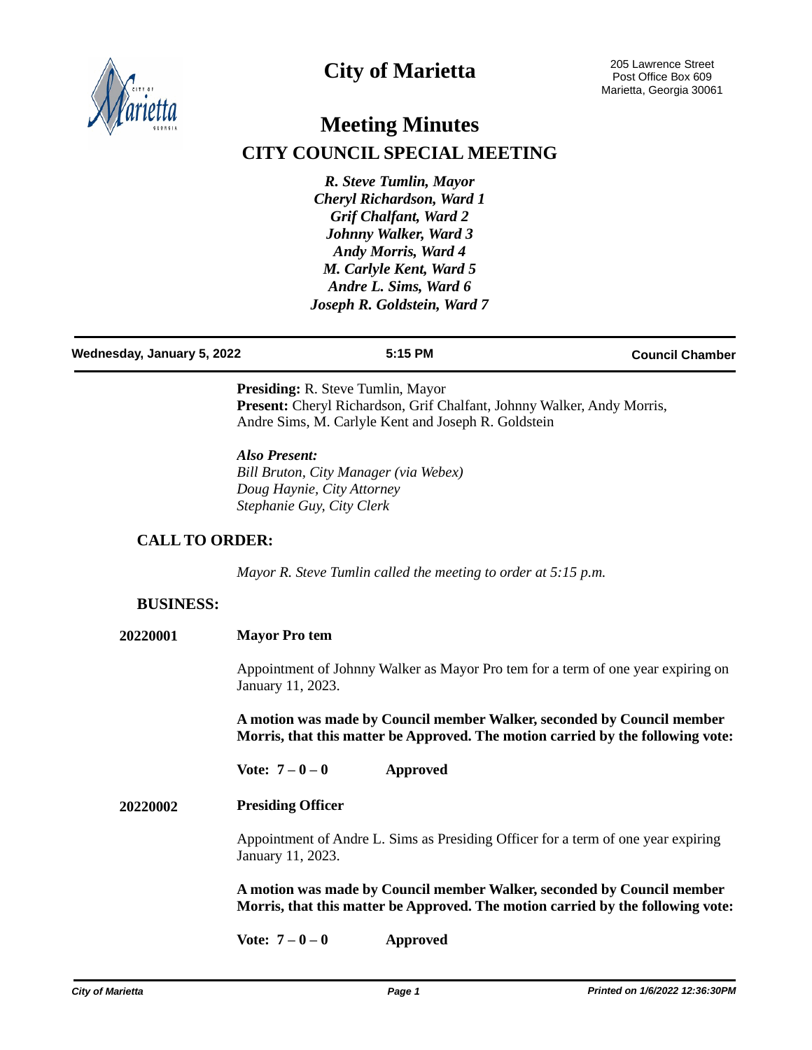# City of Marietta

205 Lawrence Street
Post Office Box 609
Marietta, Georgia 30061

# Meeting Minutes

## CITY COUNCIL SPECIAL MEETING

*R. Steve Tumlin, Mayor*
*Cheryl Richardson, Ward 1*
*Grif Chalfant, Ward 2*
*Johnny Walker, Ward 3*
*Andy Morris, Ward 4*
*M. Carlyle Kent, Ward 5*
*Andre L. Sims, Ward 6*
*Joseph R. Goldstein, Ward 7*

**Wednesday, January 5, 2022** | **5:15 PM** | **Council Chamber**

**Presiding:** R. Steve Tumlin, Mayor
**Present:** Cheryl Richardson, Grif Chalfant, Johnny Walker, Andy Morris, Andre Sims, M. Carlyle Kent and Joseph R. Goldstein

***Also Present:***
*Bill Bruton, City Manager (via Webex)*
*Doug Haynie, City Attorney*
*Stephanie Guy, City Clerk*

### CALL TO ORDER:

*Mayor R. Steve Tumlin called the meeting to order at 5:15 p.m.*

### BUSINESS:

**20220001** **Mayor Pro tem**

Appointment of Johnny Walker as Mayor Pro tem for a term of one year expiring on January 11, 2023.

**A motion was made by Council member Walker, seconded by Council member Morris, that this matter be Approved. The motion carried by the following vote:**

**Vote: 7 – 0 – 0** **Approved**

**20220002** **Presiding Officer**

Appointment of Andre L. Sims as Presiding Officer for a term of one year expiring January 11, 2023.

**A motion was made by Council member Walker, seconded by Council member Morris, that this matter be Approved. The motion carried by the following vote:**

**Vote: 7 – 0 – 0** **Approved**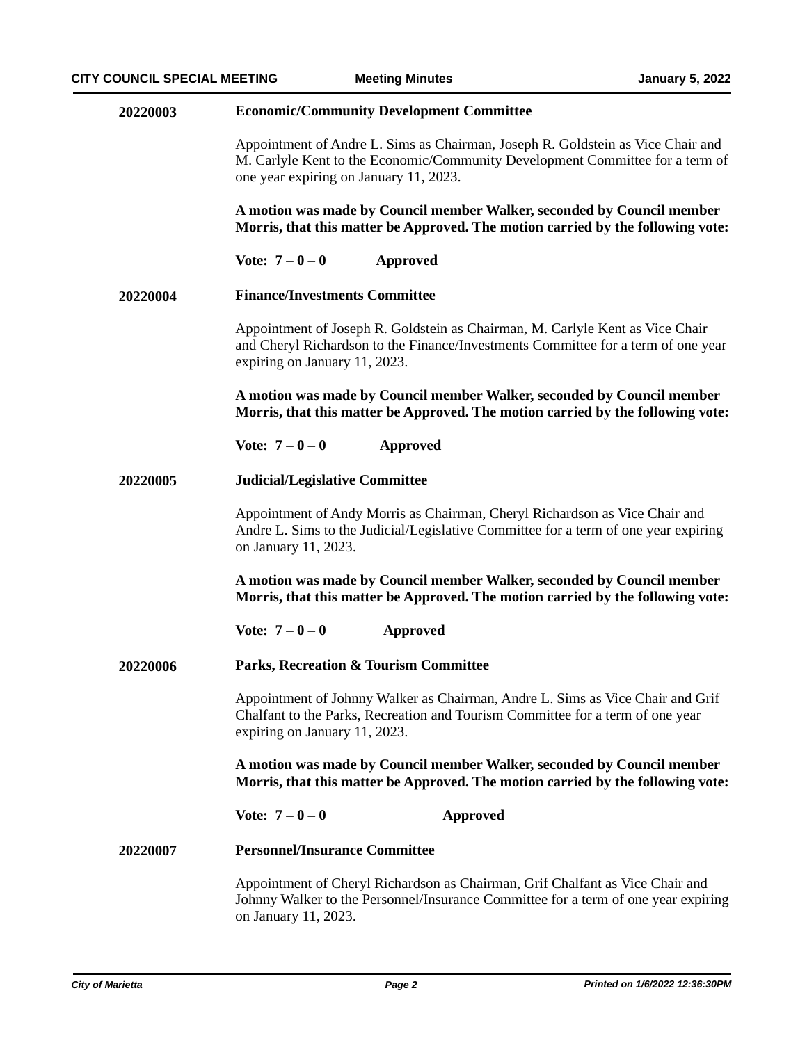**20220003** **Economic/Community Development Committee**

Appointment of Andre L. Sims as Chairman, Joseph R. Goldstein as Vice Chair and M. Carlyle Kent to the Economic/Community Development Committee for a term of one year expiring on January 11, 2023.

**A motion was made by Council member Walker, seconded by Council member Morris, that this matter be Approved. The motion carried by the following vote:**

**Vote: 7 – 0 – 0 Approved**

**20220004** **Finance/Investments Committee**

Appointment of Joseph R. Goldstein as Chairman, M. Carlyle Kent as Vice Chair and Cheryl Richardson to the Finance/Investments Committee for a term of one year expiring on January 11, 2023.

**A motion was made by Council member Walker, seconded by Council member Morris, that this matter be Approved. The motion carried by the following vote:**

**Vote: 7 – 0 – 0 Approved**

**20220005** **Judicial/Legislative Committee**

Appointment of Andy Morris as Chairman, Cheryl Richardson as Vice Chair and Andre L. Sims to the Judicial/Legislative Committee for a term of one year expiring on January 11, 2023.

**A motion was made by Council member Walker, seconded by Council member Morris, that this matter be Approved. The motion carried by the following vote:**

**Vote: 7 – 0 – 0 Approved**

**20220006** **Parks, Recreation & Tourism Committee**

Appointment of Johnny Walker as Chairman, Andre L. Sims as Vice Chair and Grif Chalfant to the Parks, Recreation and Tourism Committee for a term of one year expiring on January 11, 2023.

**A motion was made by Council member Walker, seconded by Council member Morris, that this matter be Approved. The motion carried by the following vote:**

**Vote: 7 – 0 – 0 Approved**

**20220007** **Personnel/Insurance Committee**

Appointment of Cheryl Richardson as Chairman, Grif Chalfant as Vice Chair and Johnny Walker to the Personnel/Insurance Committee for a term of one year expiring on January 11, 2023.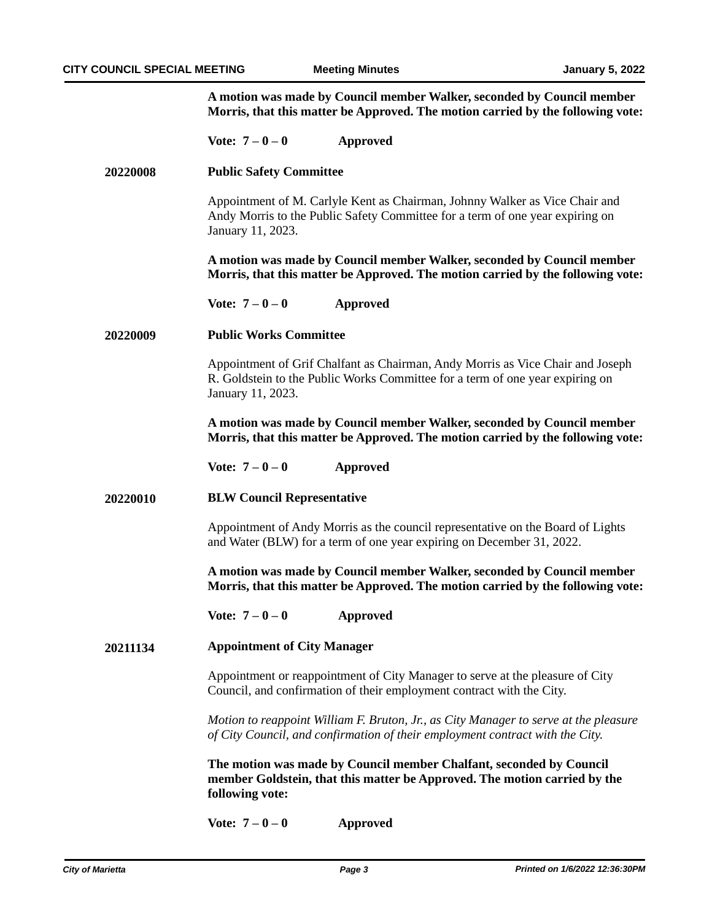**A motion was made by Council member Walker, seconded by Council member Morris, that this matter be Approved. The motion carried by the following vote:**

**Vote: 7 – 0 – 0 Approved**

**20220008 Public Safety Committee**

Appointment of M. Carlyle Kent as Chairman, Johnny Walker as Vice Chair and Andy Morris to the Public Safety Committee for a term of one year expiring on January 11, 2023.

**A motion was made by Council member Walker, seconded by Council member Morris, that this matter be Approved. The motion carried by the following vote:**

**Vote: 7 – 0 – 0 Approved**

**20220009 Public Works Committee**

Appointment of Grif Chalfant as Chairman, Andy Morris as Vice Chair and Joseph R. Goldstein to the Public Works Committee for a term of one year expiring on January 11, 2023.

**A motion was made by Council member Walker, seconded by Council member Morris, that this matter be Approved. The motion carried by the following vote:**

**Vote: 7 – 0 – 0 Approved**

**20220010 BLW Council Representative**

Appointment of Andy Morris as the council representative on the Board of Lights and Water (BLW) for a term of one year expiring on December 31, 2022.

**A motion was made by Council member Walker, seconded by Council member Morris, that this matter be Approved. The motion carried by the following vote:**

**Vote: 7 – 0 – 0 Approved**

**20211134 Appointment of City Manager**

Appointment or reappointment of City Manager to serve at the pleasure of City Council, and confirmation of their employment contract with the City.

*Motion to reappoint William F. Bruton, Jr., as City Manager to serve at the pleasure of City Council, and confirmation of their employment contract with the City.*

**The motion was made by Council member Chalfant, seconded by Council member Goldstein, that this matter be Approved. The motion carried by the following vote:**

**Vote: 7 – 0 – 0 Approved**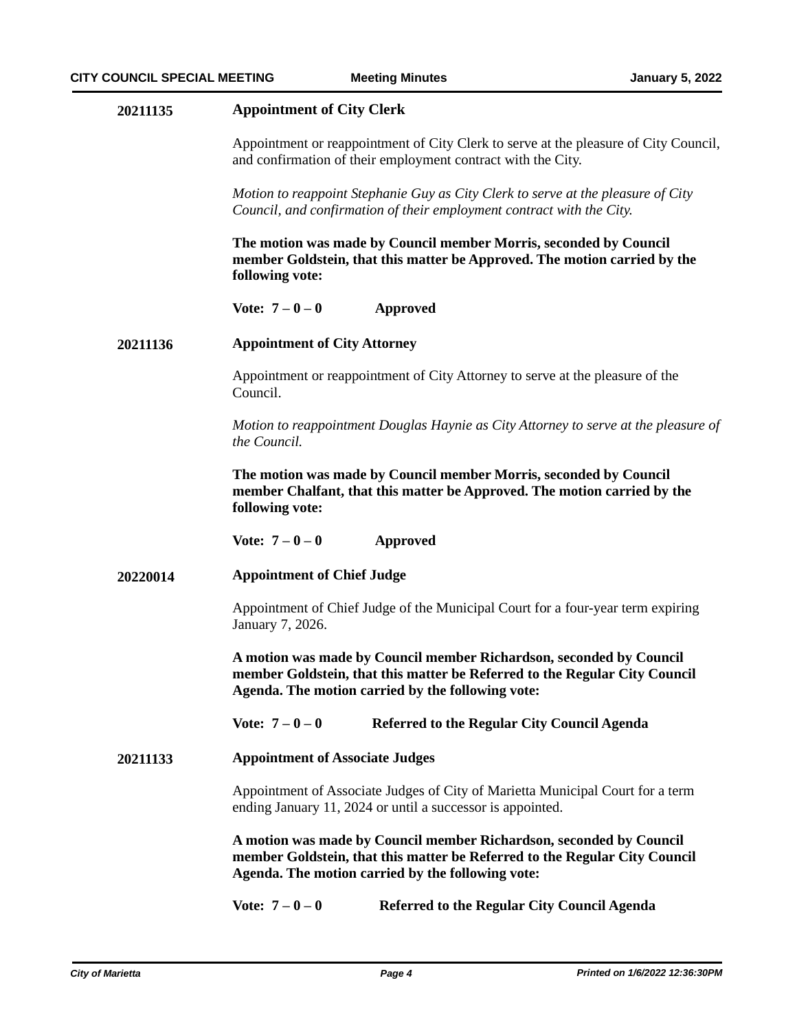**20211135** **Appointment of City Clerk**

Appointment or reappointment of City Clerk to serve at the pleasure of City Council, and confirmation of their employment contract with the City.

*Motion to reappoint Stephanie Guy as City Clerk to serve at the pleasure of City Council, and confirmation of their employment contract with the City.*

**The motion was made by Council member Morris, seconded by Council member Goldstein, that this matter be Approved. The motion carried by the following vote:**

**Vote: 7 – 0 – 0 Approved**

**20211136** **Appointment of City Attorney**

Appointment or reappointment of City Attorney to serve at the pleasure of the Council.

*Motion to reappointment Douglas Haynie as City Attorney to serve at the pleasure of the Council.*

**The motion was made by Council member Morris, seconded by Council member Chalfant, that this matter be Approved. The motion carried by the following vote:**

**Vote: 7 – 0 – 0 Approved**

**20220014** **Appointment of Chief Judge**

Appointment of Chief Judge of the Municipal Court for a four-year term expiring January 7, 2026.

**A motion was made by Council member Richardson, seconded by Council member Goldstein, that this matter be Referred to the Regular City Council Agenda. The motion carried by the following vote:**

**Vote: 7 – 0 – 0 Referred to the Regular City Council Agenda**

**20211133** **Appointment of Associate Judges**

Appointment of Associate Judges of City of Marietta Municipal Court for a term ending January 11, 2024 or until a successor is appointed.

**A motion was made by Council member Richardson, seconded by Council member Goldstein, that this matter be Referred to the Regular City Council Agenda. The motion carried by the following vote:**

**Vote: 7 – 0 – 0 Referred to the Regular City Council Agenda**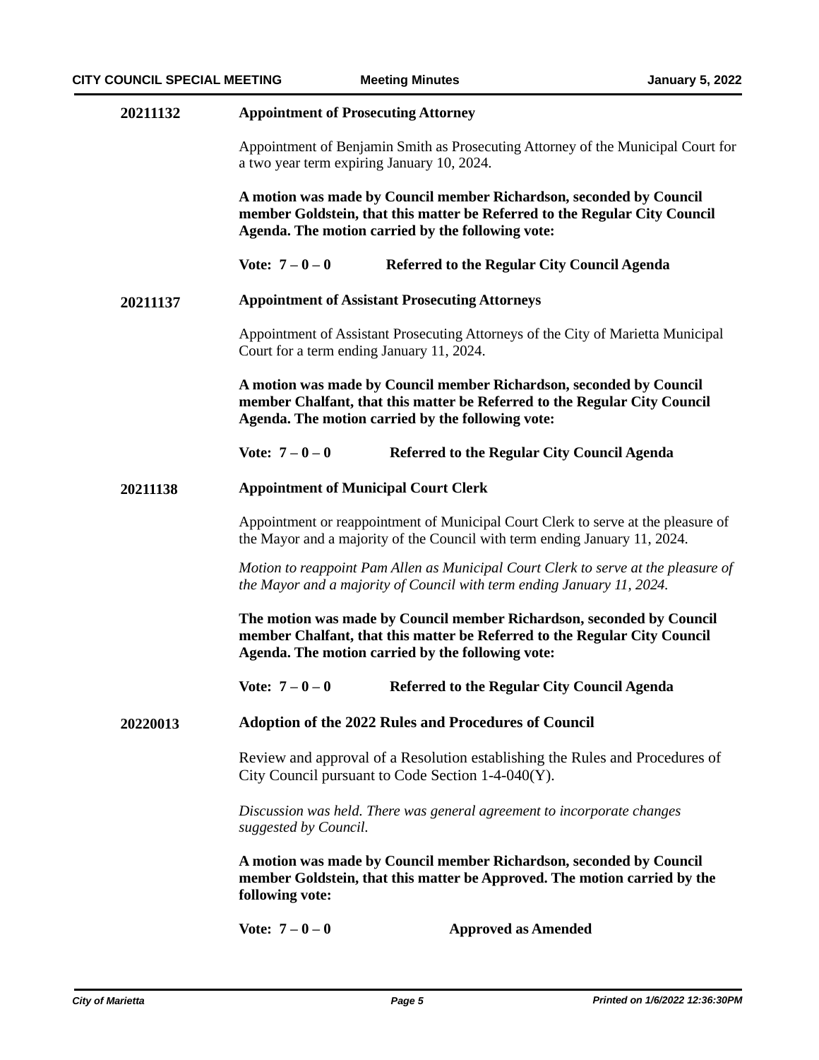**20211132** **Appointment of Prosecuting Attorney**

Appointment of Benjamin Smith as Prosecuting Attorney of the Municipal Court for a two year term expiring January 10, 2024.

**A motion was made by Council member Richardson, seconded by Council member Goldstein, that this matter be Referred to the Regular City Council Agenda. The motion carried by the following vote:**

**Vote: 7 – 0 – 0** **Referred to the Regular City Council Agenda**

**20211137** **Appointment of Assistant Prosecuting Attorneys**

Appointment of Assistant Prosecuting Attorneys of the City of Marietta Municipal Court for a term ending January 11, 2024.

**A motion was made by Council member Richardson, seconded by Council member Chalfant, that this matter be Referred to the Regular City Council Agenda. The motion carried by the following vote:**

**Vote: 7 – 0 – 0** **Referred to the Regular City Council Agenda**

**20211138** **Appointment of Municipal Court Clerk**

Appointment or reappointment of Municipal Court Clerk to serve at the pleasure of the Mayor and a majority of the Council with term ending January 11, 2024.

*Motion to reappoint Pam Allen as Municipal Court Clerk to serve at the pleasure of the Mayor and a majority of Council with term ending January 11, 2024.*

**The motion was made by Council member Richardson, seconded by Council member Chalfant, that this matter be Referred to the Regular City Council Agenda. The motion carried by the following vote:**

**Vote: 7 – 0 – 0** **Referred to the Regular City Council Agenda**

**20220013** **Adoption of the 2022 Rules and Procedures of Council**

Review and approval of a Resolution establishing the Rules and Procedures of City Council pursuant to Code Section 1-4-040(Y).

*Discussion was held. There was general agreement to incorporate changes suggested by Council.*

**A motion was made by Council member Richardson, seconded by Council member Goldstein, that this matter be Approved. The motion carried by the following vote:**

**Vote: 7 – 0 – 0** **Approved as Amended**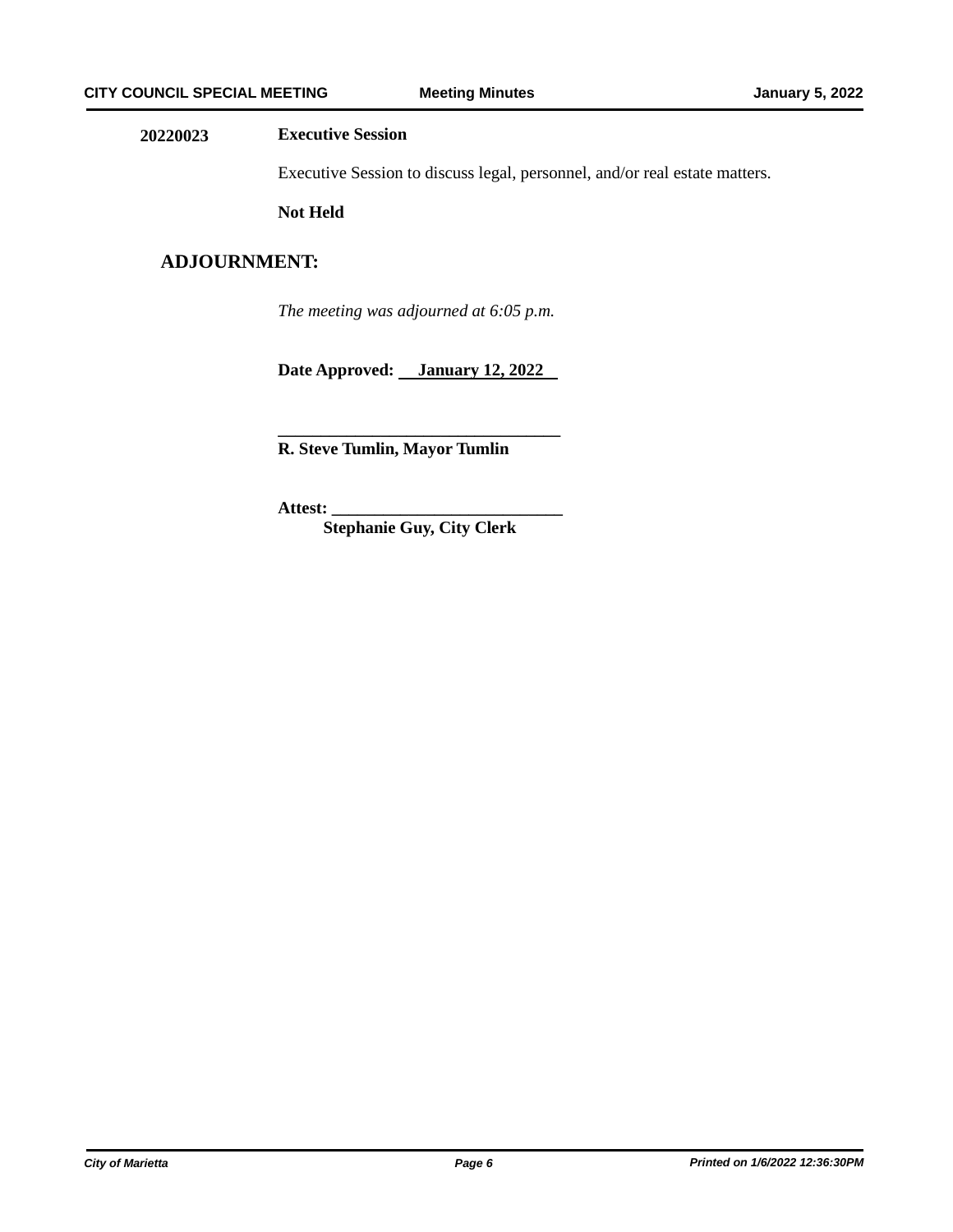**20220023** **Executive Session**

Executive Session to discuss legal, personnel, and/or real estate matters.

**Not Held**

## ADJOURNMENT:

*The meeting was adjourned at 6:05 p.m.*

**Date Approved: January 12, 2022**

**________________________________**
**R. Steve Tumlin, Mayor Tumlin**

**Attest: __________________________**
**Stephanie Guy, City Clerk**